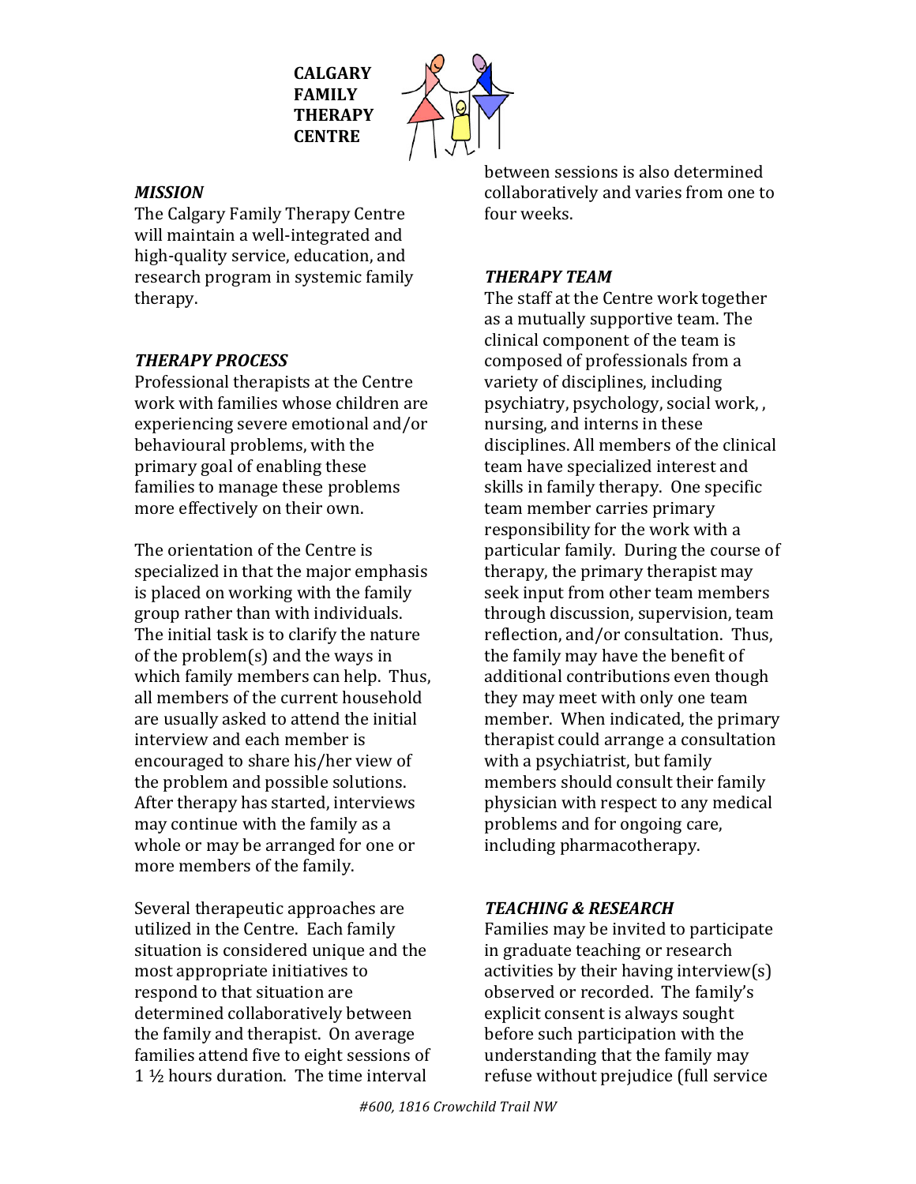**CALGARY FAMILY THERAPY CENTRE**

***MISSION***

The Calgary Family Therapy Centre will maintain a well-integrated and high-quality service, education, and research program in systemic family therapy.

***THERAPY PROCESS***

Professional therapists at the Centre work with families whose children are experiencing severe emotional and/or behavioural problems, with the primary goal of enabling these families to manage these problems more effectively on their own.

The orientation of the Centre is specialized in that the major emphasis is placed on working with the family group rather than with individuals. The initial task is to clarify the nature of the problem(s) and the ways in which family members can help. Thus, all members of the current household are usually asked to attend the initial interview and each member is encouraged to share his/her view of the problem and possible solutions. After therapy has started, interviews may continue with the family as a whole or may be arranged for one or more members of the family.

Several therapeutic approaches are utilized in the Centre. Each family situation is considered unique and the most appropriate initiatives to respond to that situation are determined collaboratively between the family and therapist. On average families attend five to eight sessions of 1 ½ hours duration. The time interval between sessions is also determined collaboratively and varies from one to four weeks.

***THERAPY TEAM***

The staff at the Centre work together as a mutually supportive team. The clinical component of the team is composed of professionals from a variety of disciplines, including psychiatry, psychology, social work, , nursing, and interns in these disciplines. All members of the clinical team have specialized interest and skills in family therapy. One specific team member carries primary responsibility for the work with a particular family. During the course of therapy, the primary therapist may seek input from other team members through discussion, supervision, team reflection, and/or consultation. Thus, the family may have the benefit of additional contributions even though they may meet with only one team member. When indicated, the primary therapist could arrange a consultation with a psychiatrist, but family members should consult their family physician with respect to any medical problems and for ongoing care, including pharmacotherapy.

***TEACHING & RESEARCH***

Families may be invited to participate in graduate teaching or research activities by their having interview(s) observed or recorded. The family's explicit consent is always sought before such participation with the understanding that the family may refuse without prejudice (full service

*#600, 1816 Crowchild Trail NW*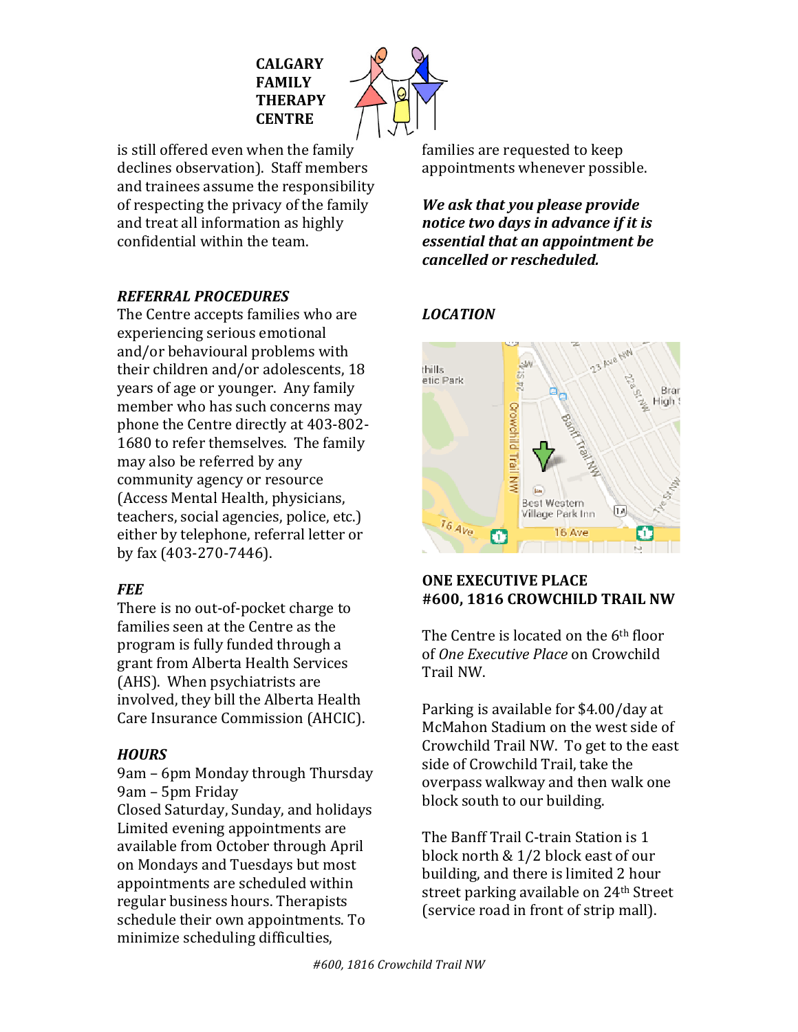**CALGARY FAMILY THERAPY CENTRE**

is still offered even when the family declines observation). Staff members and trainees assume the responsibility of respecting the privacy of the family and treat all information as highly confidential within the team.

***REFERRAL PROCEDURES***

The Centre accepts families who are experiencing serious emotional and/or behavioural problems with their children and/or adolescents, 18 years of age or younger. Any family member who has such concerns may phone the Centre directly at 403-802-1680 to refer themselves. The family may also be referred by any community agency or resource (Access Mental Health, physicians, teachers, social agencies, police, etc.) either by telephone, referral letter or by fax (403-270-7446).

***FEE***

There is no out-of-pocket charge to families seen at the Centre as the program is fully funded through a grant from Alberta Health Services (AHS). When psychiatrists are involved, they bill the Alberta Health Care Insurance Commission (AHCIC).

***HOURS***

9am – 6pm Monday through Thursday
9am – 5pm Friday
Closed Saturday, Sunday, and holidays
Limited evening appointments are available from October through April on Mondays and Tuesdays but most appointments are scheduled within regular business hours. Therapists schedule their own appointments. To minimize scheduling difficulties, families are requested to keep appointments whenever possible.

***We ask that you please provide notice two days in advance if it is essential that an appointment be cancelled or rescheduled.***

***LOCATION***

**ONE EXECUTIVE PLACE**
**#600, 1816 CROWCHILD TRAIL NW**

The Centre is located on the 6th floor of *One Executive Place* on Crowchild Trail NW.

Parking is available for $4.00/day at McMahon Stadium on the west side of Crowchild Trail NW. To get to the east side of Crowchild Trail, take the overpass walkway and then walk one block south to our building.

The Banff Trail C-train Station is 1 block north & 1/2 block east of our building, and there is limited 2 hour street parking available on 24th Street (service road in front of strip mall).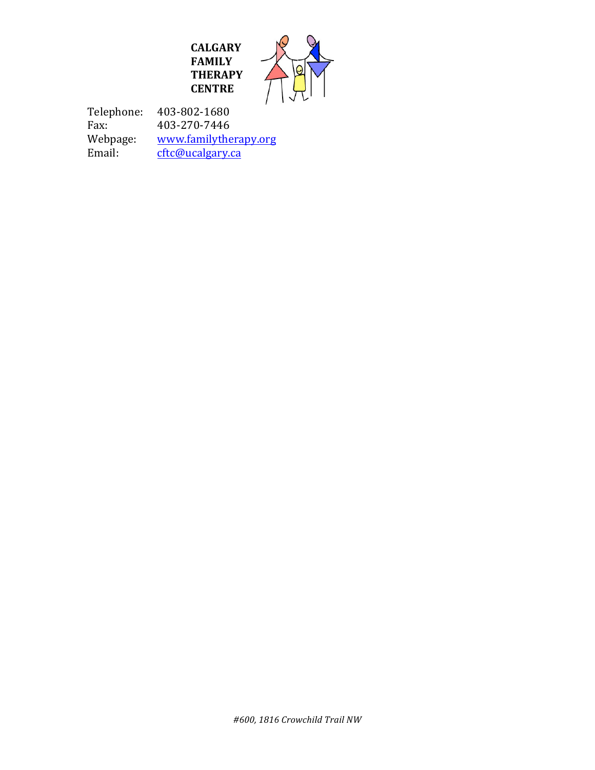**CALGARY**
**FAMILY**
**THERAPY**
**CENTRE**

| | |
|---|---|
| Telephone: | 403-802-1680 |
| Fax: | 403-270-7446 |
| Webpage: | [www.familytherapy.org](http://www.familytherapy.org) |
| Email: | [cftc@ucalgary.ca](mailto:cftc@ucalgary.ca) |

*#600, 1816 Crowchild Trail NW*